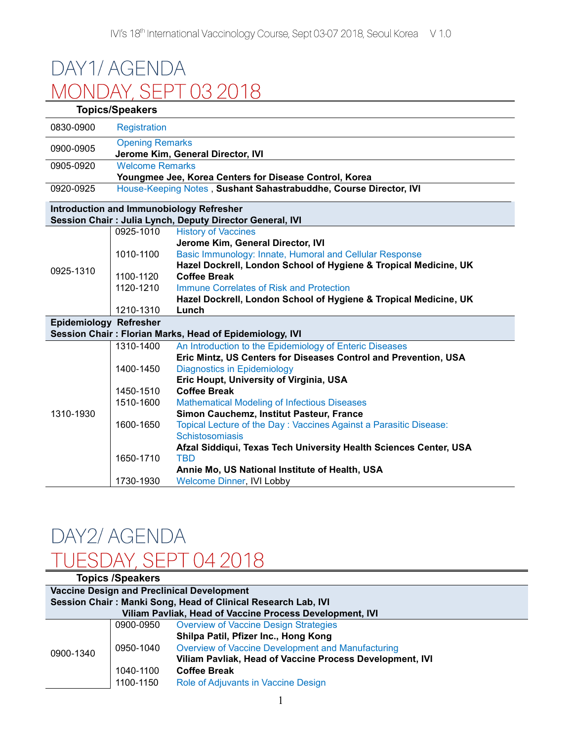# DAY1/ AGENDA
## MONDAY, SEPT 03 2018

| | | Topics/Speakers |
|---|---|---|
| 0830-0900 | | Registration |
| 0900-0905 | | Opening Remarks<br>**Jerome Kim, General Director, IVI** |
| 0905-0920 | | Welcome Remarks<br>**Youngmee Jee, Korea Centers for Disease Control, Korea** |
| 0920-0925 | | House-Keeping Notes , **Sushant Sahastrabuddhe, Course Director, IVI** |
| **Introduction and Immunobiology Refresher**<br>**Session Chair : Julia Lynch, Deputy Director General, IVI** | | |
| 0925-1310 | 0925-1010 | History of Vaccines<br>**Jerome Kim, General Director, IVI** |
| | 1010-1100 | Basic Immunology: Innate, Humoral and Cellular Response<br>**Hazel Dockrell, London School of Hygiene & Tropical Medicine, UK** |
| | 1100-1120 | **Coffee Break** |
| | 1120-1210 | Immune Correlates of Risk and Protection<br>**Hazel Dockrell, London School of Hygiene & Tropical Medicine, UK** |
| | 1210-1310 | **Lunch** |
| **Epidemiology Refresher**<br>**Session Chair : Florian Marks, Head of Epidemiology, IVI** | | |
| 1310-1930 | 1310-1400 | An Introduction to the Epidemiology of Enteric Diseases<br>**Eric Mintz, US Centers for Diseases Control and Prevention, USA** |
| | 1400-1450 | Diagnostics in Epidemiology<br>**Eric Houpt, University of Virginia, USA** |
| | 1450-1510 | **Coffee Break** |
| | 1510-1600 | Mathematical Modeling of Infectious Diseases<br>**Simon Cauchemz, Institut Pasteur, France** |
| | 1600-1650 | Topical Lecture of the Day : Vaccines Against a Parasitic Disease: Schistosomiasis<br>**Afzal Siddiqui, Texas Tech University Health Sciences Center, USA** |
| | 1650-1710 | TBD<br>**Annie Mo, US National Institute of Health, USA** |
| | 1730-1930 | Welcome Dinner, IVI Lobby |

# DAY2/ AGENDA
## TUESDAY, SEPT 04 2018

| | | Topics /Speakers |
|---|---|---|
| **Vaccine Design and Preclinical Development**<br>**Session Chair : Manki Song, Head of Clinical Research Lab, IVI**<br>**Viliam Pavliak, Head of Vaccine Process Development, IVI** | | |
| 0900-1340 | 0900-0950 | Overview of Vaccine Design Strategies<br>**Shilpa Patil, Pfizer Inc., Hong Kong** |
| | 0950-1040 | Overview of Vaccine Development and Manufacturing<br>**Viliam Pavliak, Head of Vaccine Process Development, IVI** |
| | 1040-1100 | **Coffee Break** |
| | 1100-1150 | Role of Adjuvants in Vaccine Design |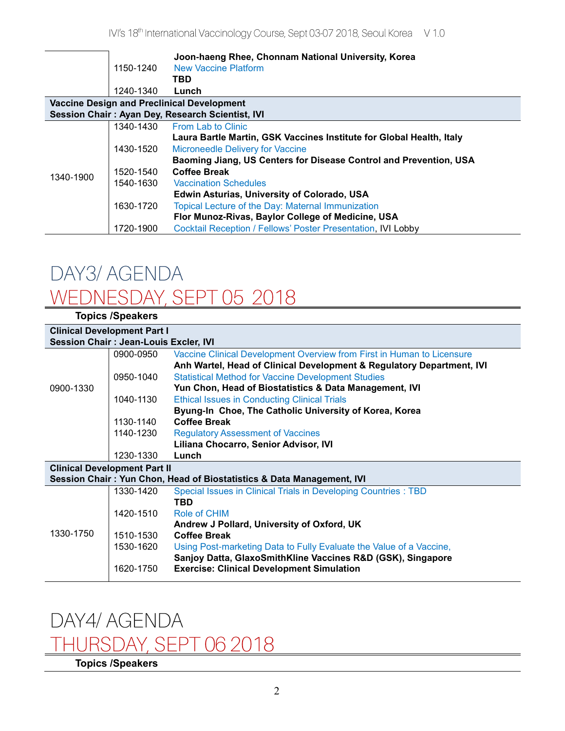| | | |
|---|---|---|
| | | **Joon-haeng Rhee, Chonnam National University, Korea** |
| | 1150-1240 | New Vaccine Platform |
| | | **TBD** |
| | 1240-1340 | **Lunch** |
| **Vaccine Design and Preclinical Development**<br>**Session Chair : Ayan Dey, Research Scientist, IVI** | | |
| 1340-1900 | 1340-1430 | From Lab to Clinic |
| | | **Laura Bartle Martin, GSK Vaccines Institute for Global Health, Italy** |
| | 1430-1520 | Microneedle Delivery for Vaccine |
| | | **Baoming Jiang, US Centers for Disease Control and Prevention, USA** |
| | 1520-1540 | **Coffee Break** |
| | 1540-1630 | Vaccination Schedules |
| | | **Edwin Asturias, University of Colorado, USA** |
| | 1630-1720 | Topical Lecture of the Day: Maternal Immunization |
| | | **Flor Munoz-Rivas, Baylor College of Medicine, USA** |
| | 1720-1900 | Cocktail Reception / Fellows' Poster Presentation, IVI Lobby |

# DAY3/ AGENDA

## WEDNESDAY, SEPT 05 2018

| | | **Topics /Speakers** |
|---|---|---|
| **Clinical Development Part I**<br>**Session Chair : Jean-Louis Excler, IVI** | | |
| 0900-1330 | 0900-0950 | Vaccine Clinical Development Overview from First in Human to Licensure |
| | | **Anh Wartel, Head of Clinical Development & Regulatory Department, IVI** |
| | 0950-1040 | Statistical Method for Vaccine Development Studies |
| | | **Yun Chon, Head of Biostatistics & Data Management, IVI** |
| | 1040-1130 | Ethical Issues in Conducting Clinical Trials |
| | | **Byung-In Choe, The Catholic University of Korea, Korea** |
| | 1130-1140 | **Coffee Break** |
| | 1140-1230 | Regulatory Assessment of Vaccines |
| | | **Liliana Chocarro, Senior Advisor, IVI** |
| | 1230-1330 | **Lunch** |
| **Clinical Development Part II**<br>**Session Chair : Yun Chon, Head of Biostatistics & Data Management, IVI** | | |
| 1330-1750 | 1330-1420 | Special Issues in Clinical Trials in Developing Countries : TBD |
| | | **TBD** |
| | 1420-1510 | Role of CHIM |
| | | **Andrew J Pollard, University of Oxford, UK** |
| | 1510-1530 | **Coffee Break** |
| | 1530-1620 | Using Post-marketing Data to Fully Evaluate the Value of a Vaccine, |
| | | **Sanjoy Datta, GlaxoSmithKline Vaccines R&D (GSK), Singapore** |
| | 1620-1750 | **Exercise: Clinical Development Simulation** |

# DAY4/ AGENDA

## THURSDAY, SEPT 06 2018

| | | **Topics /Speakers** |
|---|---|---|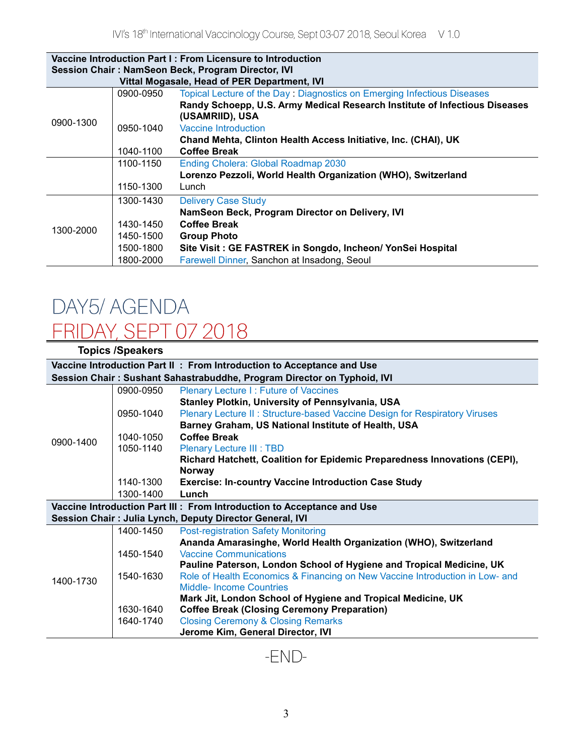| Vaccine Introduction Part I : From Licensure to Introduction<br>Session Chair : NamSeon Beck, Program Director, IVI<br>Vittal Mogasale, Head of PER Department, IVI | | |
|---|---|---|
| 0900-1300 | 0900-0950 | Topical Lecture of the Day : Diagnostics on Emerging Infectious Diseases<br>**Randy Schoepp, U.S. Army Medical Research Institute of Infectious Diseases (USAMRIID), USA** |
| | 0950-1040 | Vaccine Introduction<br>**Chand Mehta, Clinton Health Access Initiative, Inc. (CHAI), UK** |
| | 1040-1100 | **Coffee Break** |
| | 1100-1150 | Ending Cholera: Global Roadmap 2030<br>**Lorenzo Pezzoli, World Health Organization (WHO), Switzerland** |
| | 1150-1300 | Lunch |
| 1300-2000 | 1300-1430 | Delivery Case Study<br>**NamSeon Beck, Program Director on Delivery, IVI** |
| | 1430-1450 | **Coffee Break** |
| | 1450-1500 | **Group Photo** |
| | 1500-1800 | **Site Visit : GE FASTREK in Songdo, Incheon/ YonSei Hospital** |
| | 1800-2000 | Farewell Dinner, Sanchon at Insadong, Seoul |

# DAY5/ AGENDA

## FRIDAY, SEPT 07 2018

| | | **Topics /Speakers** |
|---|---|---|
| **Vaccine Introduction Part II : From Introduction to Acceptance and Use<br>Session Chair : Sushant Sahastrabuddhe, Program Director on Typhoid, IVI** | | |
| 0900-1400 | 0900-0950 | Plenary Lecture I : Future of Vaccines<br>**Stanley Plotkin, University of Pennsylvania, USA** |
| | 0950-1040 | Plenary Lecture II : Structure-based Vaccine Design for Respiratory Viruses<br>**Barney Graham, US National Institute of Health, USA** |
| | 1040-1050 | **Coffee Break** |
| | 1050-1140 | Plenary Lecture III : TBD<br>**Richard Hatchett, Coalition for Epidemic Preparedness Innovations (CEPI), Norway** |
| | 1140-1300 | **Exercise: In-country Vaccine Introduction Case Study** |
| | 1300-1400 | **Lunch** |
| **Vaccine Introduction Part III : From Introduction to Acceptance and Use<br>Session Chair : Julia Lynch, Deputy Director General, IVI** | | |
| 1400-1730 | 1400-1450 | Post-registration Safety Monitoring<br>**Ananda Amarasinghe, World Health Organization (WHO), Switzerland** |
| | 1450-1540 | Vaccine Communications<br>**Pauline Paterson, London School of Hygiene and Tropical Medicine, UK** |
| | 1540-1630 | Role of Health Economics & Financing on New Vaccine Introduction in Low- and Middle- Income Countries<br>**Mark Jit, London School of Hygiene and Tropical Medicine, UK** |
| | 1630-1640 | **Coffee Break (Closing Ceremony Preparation)** |
| | 1640-1740 | Closing Ceremony & Closing Remarks<br>**Jerome Kim, General Director, IVI** |

-END-